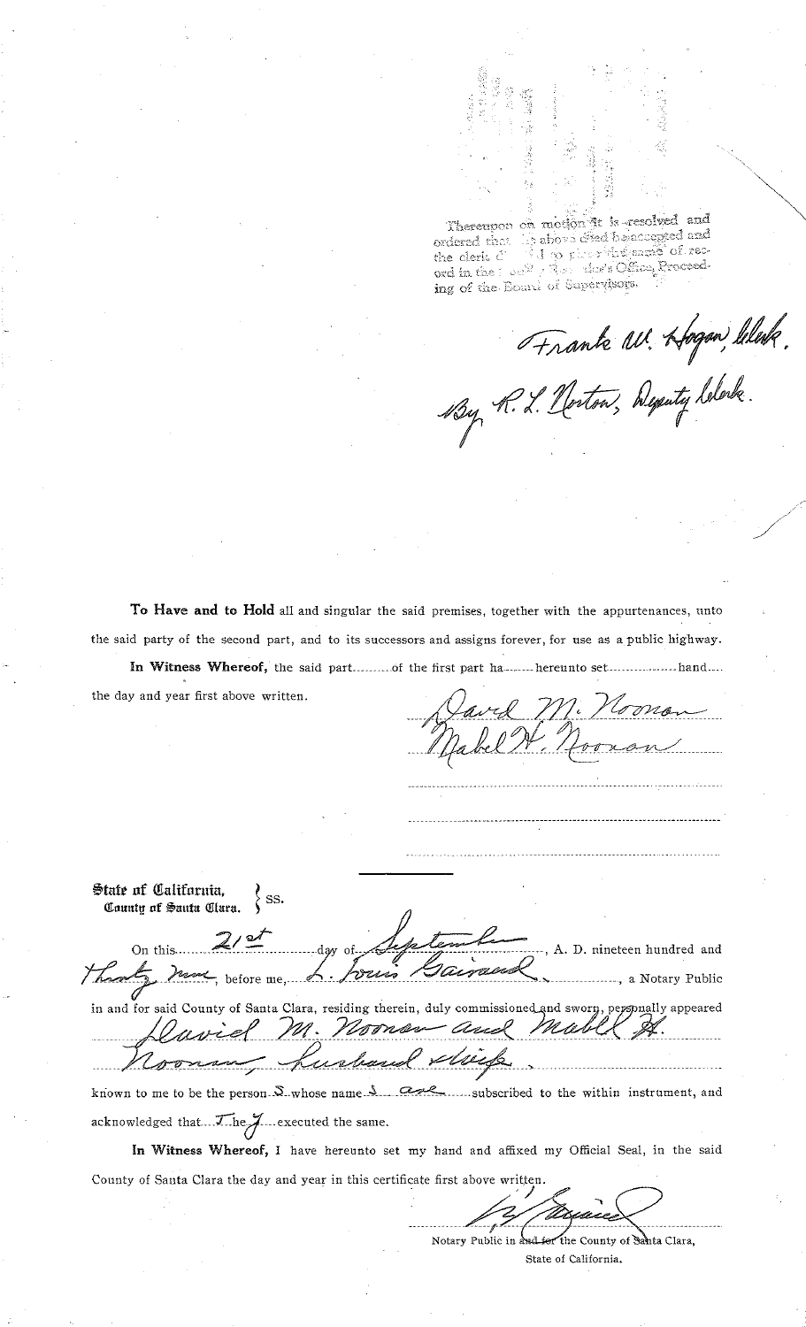Thereupon on motion it is resolved and ordered that the above deed be accepted and the clerk directed to record the same of record in the County Recorder's Office, Proceeding of the Board of Supervisors.

*Frank W. Hogan, Clerk.*
*By R. L. Norton, Deputy Clerk.*

**To Have and to Hold** all and singular the said premises, together with the appurtenances, unto the said party of the second part, and to its successors and assigns forever, for use as a public highway.

**In Witness Whereof,** the said part........ of the first part ha........ hereunto set................ hand.... the day and year first above written.

*David M. Noonan*
*Mabel H. Noonan*

**State of California,**
**County of Santa Clara.** } ss.

On this *21st* day of *September*, A. D. nineteen hundred and *thirty nine*, before me, *L. Louis Gairaud*, a Notary Public in and for said County of Santa Clara, residing therein, duly commissioned and sworn, personally appeared *David M. Noonan and Mabel H. Noonan, husband & wife,*

known to me to be the person*s* whose name*s* *are* subscribed to the within instrument, and acknowledged that *T*he*y* executed the same.

**In Witness Whereof,** I have hereunto set my hand and affixed my Official Seal, in the said County of Santa Clara the day and year in this certificate first above written.

*L. Gairaud*
Notary Public in and for the County of Santa Clara,
State of California.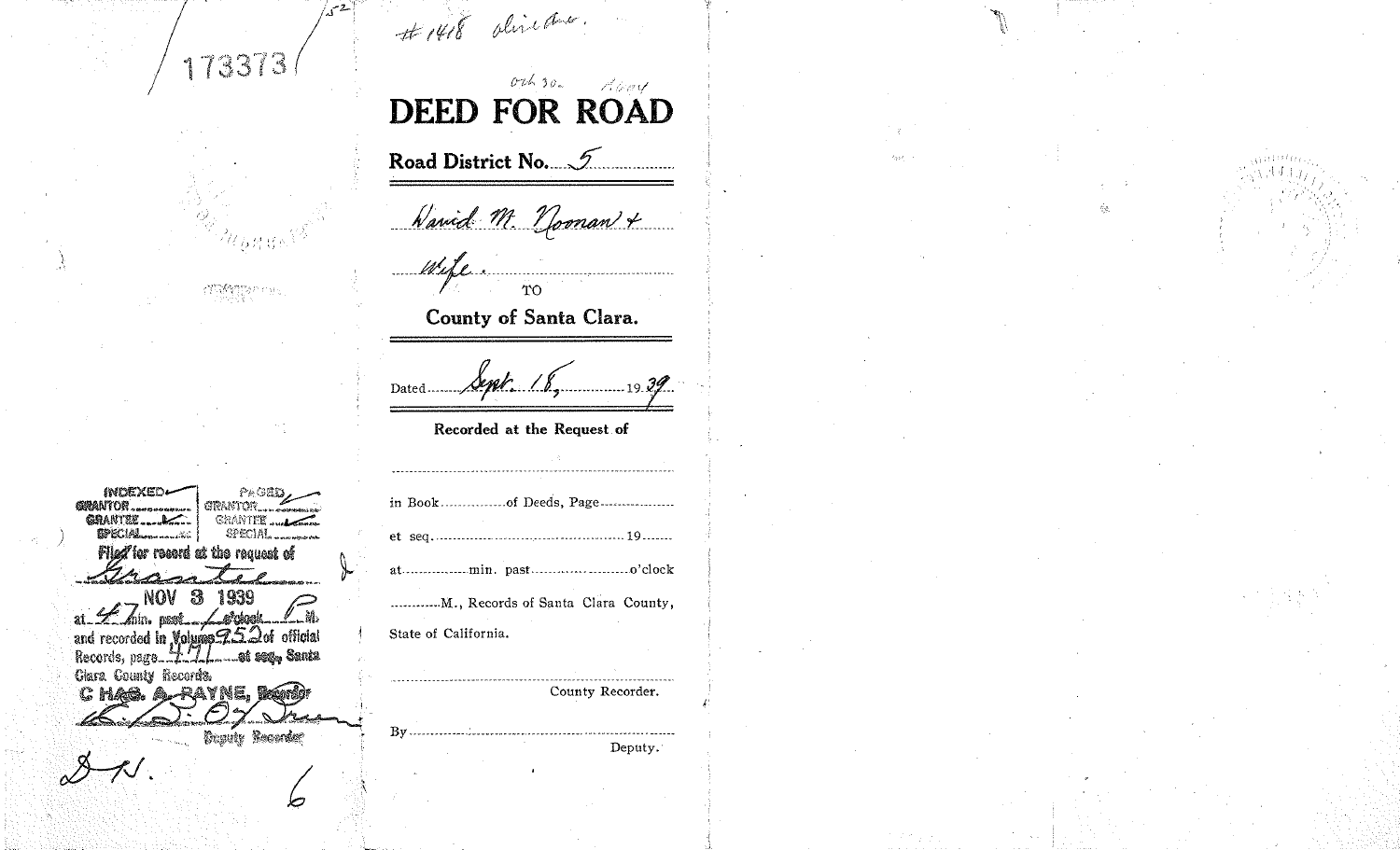173373

152

INDEXED ✓ | PAGED ✓
GRANTOR ..... | GRANTOR ✓
GRANTEE ✓ | GRANTEE ✓
SPECIAL ..... | SPECIAL .....

Filed for record at the request of
Grantee

NOV 3 1939

at 47 min. past 1 o'clock P. M.
and recorded in Volume 952 of official
Records, page 471 et seq., Santa
Clara County Records.

CHAS. A. PAYNE, Recorder

Deputy Recorder

D.N.

6

---

#1418 Olive Ave.

Oct 30 1904

# DEED FOR ROAD

**Road District No.** 5

David M. Noonan + Wife.

TO

**County of Santa Clara.**

Dated Sept. 18, 1939

**Recorded at the Request of**

..............................................................

in Book ............ of Deeds, Page ............

et seq. ............................................ 19......

at ............ min. past .................... o'clock

............M., Records of Santa Clara County,

State of California.

..............................................................

County Recorder.

By ..............................................................

Deputy.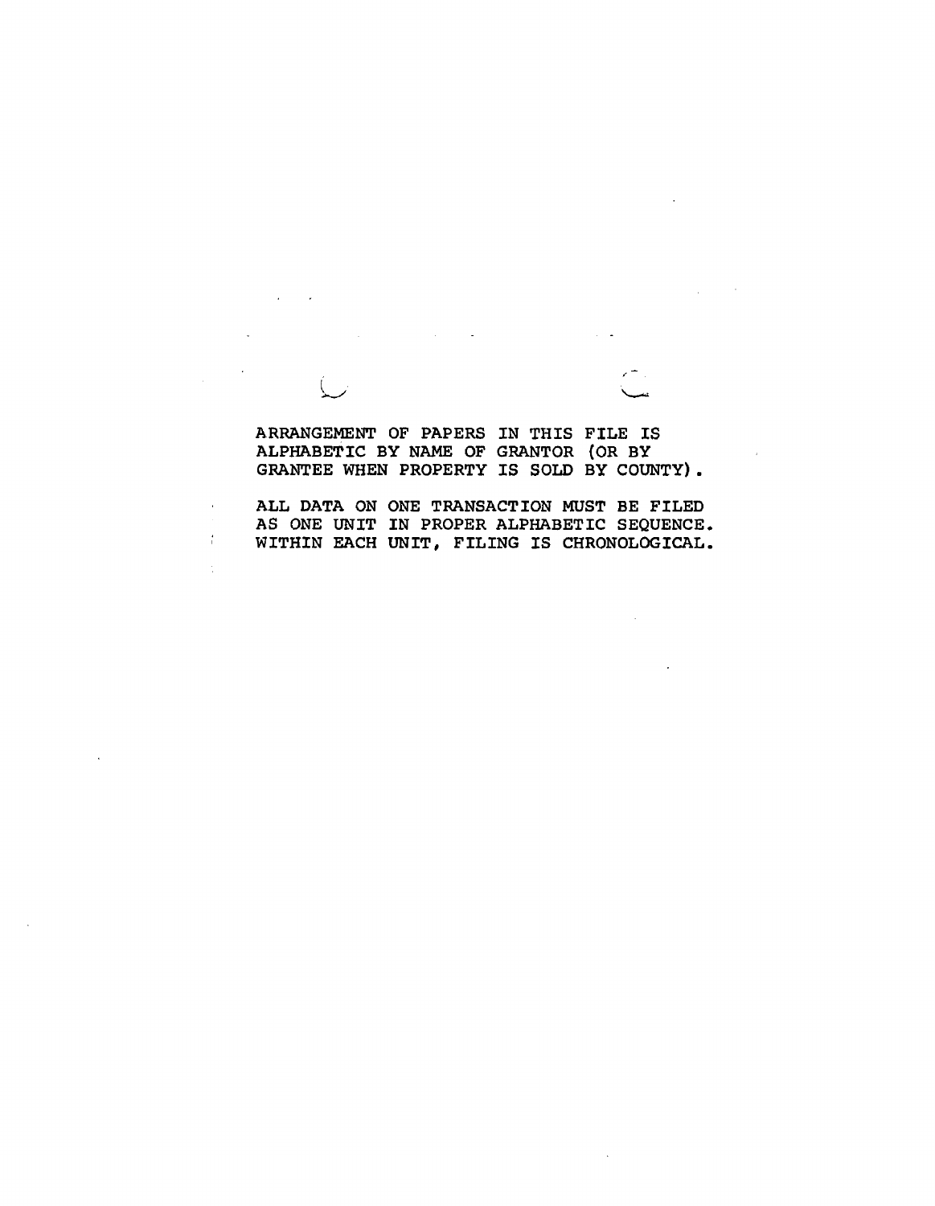ARRANGEMENT OF PAPERS IN THIS FILE IS ALPHABETIC BY NAME OF GRANTOR (OR BY GRANTEE WHEN PROPERTY IS SOLD BY COUNTY).

ALL DATA ON ONE TRANSACTION MUST BE FILED AS ONE UNIT IN PROPER ALPHABETIC SEQUENCE. WITHIN EACH UNIT, FILING IS CHRONOLOGICAL.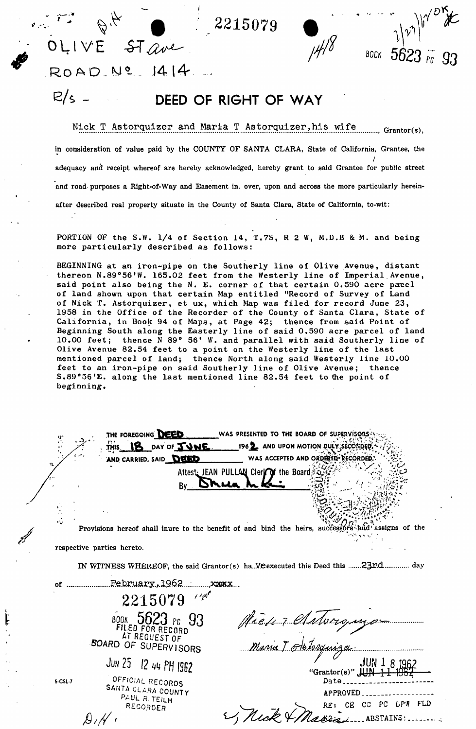2215079

OLIVE ST. ave

ROAD No. 1414

1418

BOOK 5623 PG 93

R/s -

# DEED OF RIGHT OF WAY

Nick T Astorquizer and Maria T Astorquizer, his wife ............ Grantor(s),

in consideration of value paid by the COUNTY OF SANTA CLARA, State of California, Grantee, the adequacy and receipt whereof are hereby acknowledged, hereby grant to said Grantee for public street and road purposes a Right-of-Way and Easement in, over, upon and across the more particularly hereinafter described real property situate in the County of Santa Clara, State of California, to-wit:

PORTION OF the S.W. 1/4 of Section 14, T.7S, R 2 W, M.D.B & M. and being more particularly described as follows:

BEGINNING at an iron-pipe on the Southerly line of Olive Avenue, distant thereon N.89°56'W. 165.02 feet from the Westerly line of Imperial Avenue, said point also being the N. E. corner of that certain 0.590 acre parcel of land shown upon that certain Map entitled "Record of Survey of Land of Nick T. Astorquizer, et ux, which Map was filed for record June 23, 1958 in the Office of the Recorder of the County of Santa Clara, State of California, in Book 94 of Maps, at Page 42; thence from said Point of Beginning South along the Easterly line of said 0.590 acre parcel of land 10.00 feet; thence N 89° 56' W. and parallel with said Southerly line of Olive Avenue 82.54 feet to a point on the Westerly line of the last mentioned parcel of land; thence North along said Westerly line 10.00 feet to an iron-pipe on said Southerly line of Olive Avenue; thence S.89°56'E. along the last mentioned line 82.54 feet to the point of beginning.

THE FOREGOING DEED WAS PRESENTED TO THE BOARD OF SUPERVISORS THIS 18 DAY OF JUNE 1962 AND UPON MOTION DULY SECONDED, AND CARRIED, SAID DEED WAS ACCEPTED AND ORDERED RECORDED.

Attest: JEAN PULLAN Clerk of the Board

By [signature]

Provisions hereof shall inure to the benefit of and bind the heirs, successors and assigns of the respective parties hereto.

IN WITNESS WHEREOF, the said Grantor(s) have executed this Deed this 23rd day of February, 1962

2215079

BOOK 5623 PG 93
FILED FOR RECORD
AT REQUEST OF
BOARD OF SUPERVISORS

JUN 25 12 44 PM 1962

OFFICIAL RECORDS
SANTA CLARA COUNTY
PAUL R. TEILH
RECORDER

5-CSL-7

[signature: Nick T Astorquizer]

[signature: Maria T Astorquizer]

"Grantor(s)" JUN 18 1962 ~~JUN 11 1962~~

Date

APPROVED

RE: CE CC PC CPW FLD

ABSTAINS: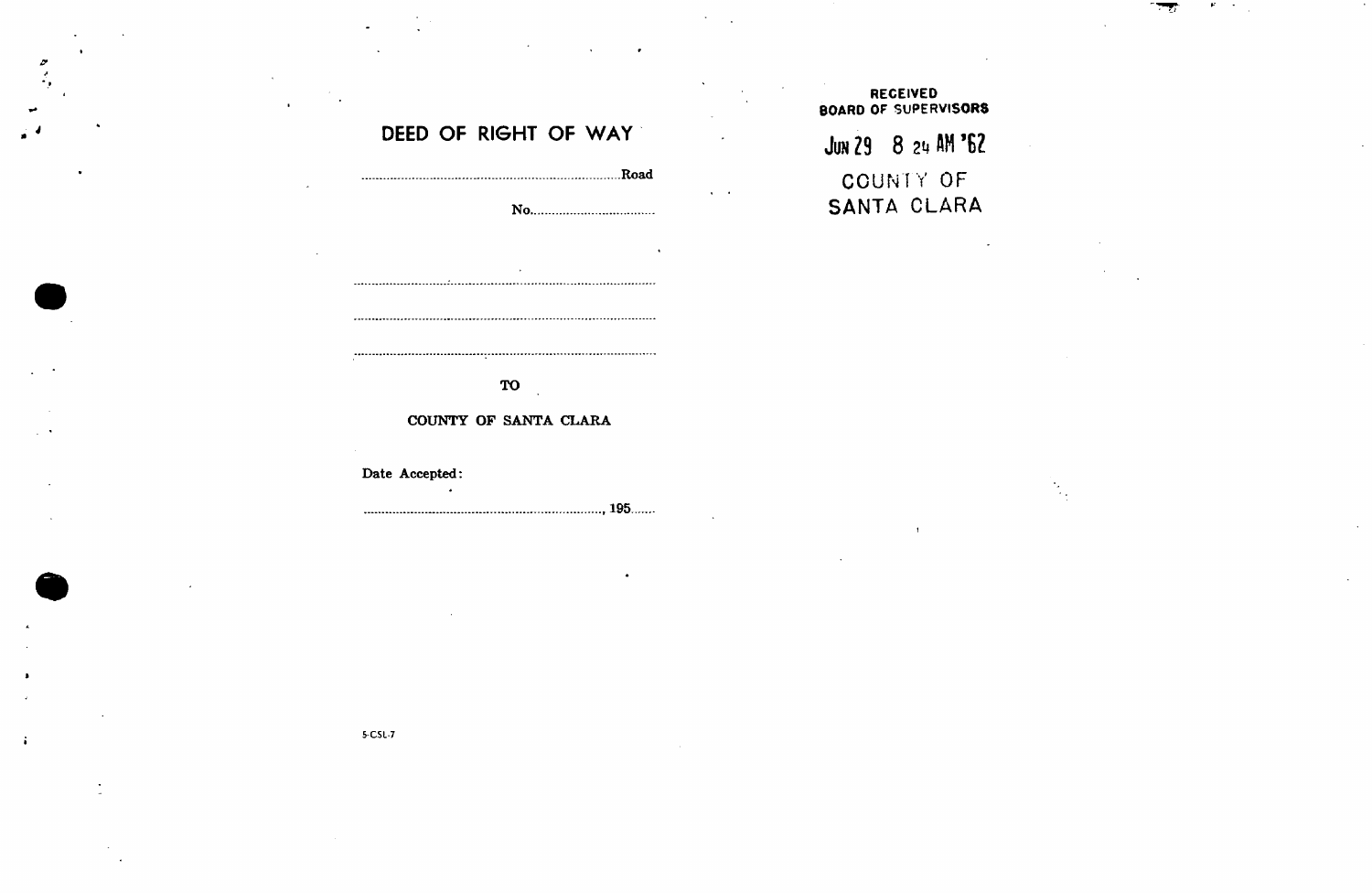# DEED OF RIGHT OF WAY

..................................................................Road

No..................................

..................................................................

..................................................................

..................................................................

TO

COUNTY OF SANTA CLARA

Date Accepted:

.................................................................., 195.......

RECEIVED
BOARD OF SUPERVISORS

JUN 29 8 24 AM '62

COUNTY OF
SANTA CLARA

5-CSL-7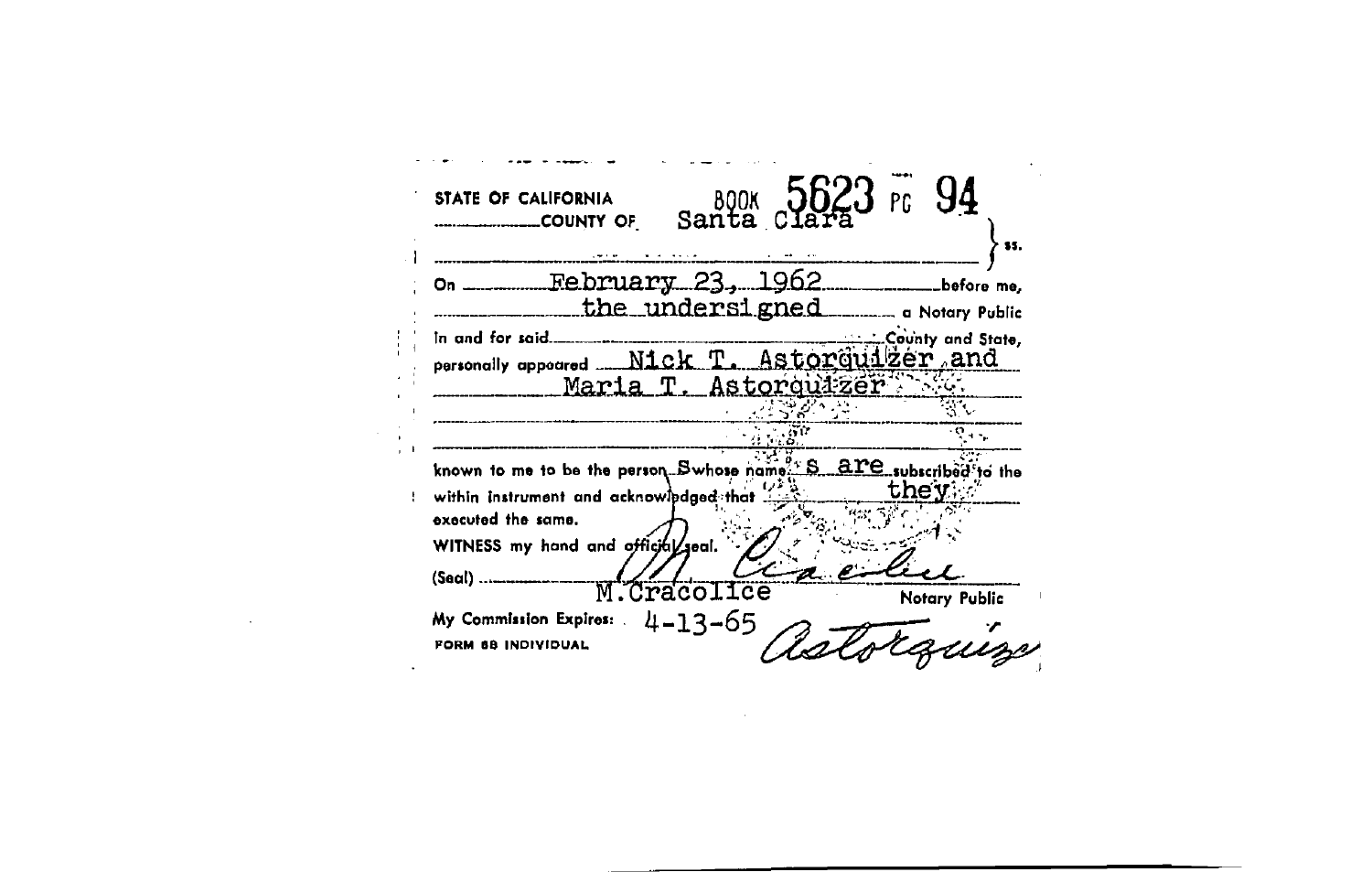STATE OF CALIFORNIA
COUNTY OF Santa Clara

BOOK 5623 PG 94

} ss.

On February 23, 1962 before me, the undersigned a Notary Public in and for said County and State, personally appeared Nick T. Astorquizer and Maria T. Astorquizer

known to me to be the persons whose names are subscribed to the within instrument and acknowledged that they executed the same.

WITNESS my hand and official seal.

(Seal) M. Cracolice
Notary Public

My Commission Expires: 4-13-65

FORM 88 INDIVIDUAL

Astorquiza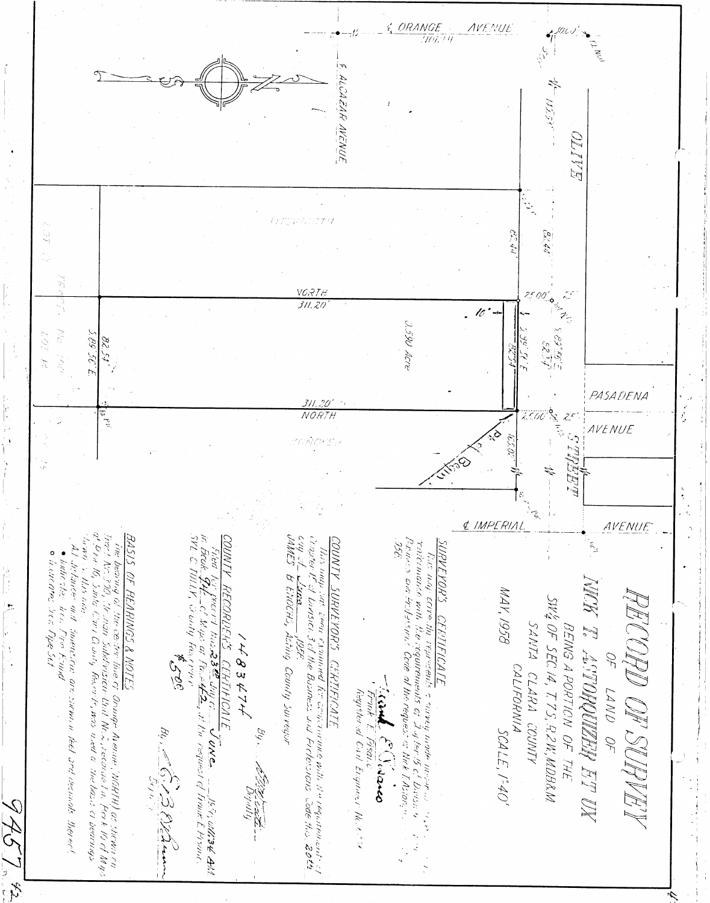# RECORD OF SURVEY

OF LAND OF

## NICK T. ASTORQUIZER ET UX

BEING A PORTION OF THE

SW¼ OF SEC 14, T 7S, R 2W, MDB&M

SANTA CLARA COUNTY

CALIFORNIA

MAY, 1958 SCALE, 1"=40'

### SURVEYOR'S CERTIFICATE

This map correctly represents a survey made under my direction in conformance with the requirements of Chapter 15 of Division 3 of the Business and Professions Code at the request of Nick T. Astorquizer in 1958.

Frank E. Pisano
Registered Civil Engineer No.

### COUNTY SURVEYOR'S CERTIFICATE

This map has been examined for conformance with the requirements of Chapter 15 of Division 3 of the Business and Professions Code this 20th day of June, 1958.

JAMES B ENOCHS, Acting County Surveyor

By: Deputy

### COUNTY RECORDER'S CERTIFICATE

1483474

Filed for record this 23rd day of June, 1958, at 11:34 AM in Book 94 of Maps at Page 42, at the request of Frank E. Pisano.

SYL C TULLY, County Recorder

$5.00

By: Deputy

### BASIS OF BEARINGS & NOTES

The bearing of the centerline of Orange Avenue (NORTH) as shown on Tract No. 390, Sherman Subdivision Unit No. 2, recorded in Book 10 of Maps at Page 16, Santa Clara County Records, was used as the basis of bearings shown on this map.

All distances and dimensions are shown in feet and decimals thereof.

- • Indicates Iron Pipe Found
- ○ Indicates Iron Pipe Set

---

℄ ORANGE AVENUE NORTH

℄ ALCAZAR AVENUE

OLIVE STREET

PASADENA AVENUE

℄ IMPERIAL AVENUE

NORTH 311.20'

311.20' NORTH

0.590 Acre

10'

S 89°36' E 82.54'

S 89°36' E 82.54'

S 89°56' E 82.37'

82.41' 82.41'

25.00' 25.00'

25' 25'

165.00'

300.0'

1135'

Pt. of Begin.

9457

94/42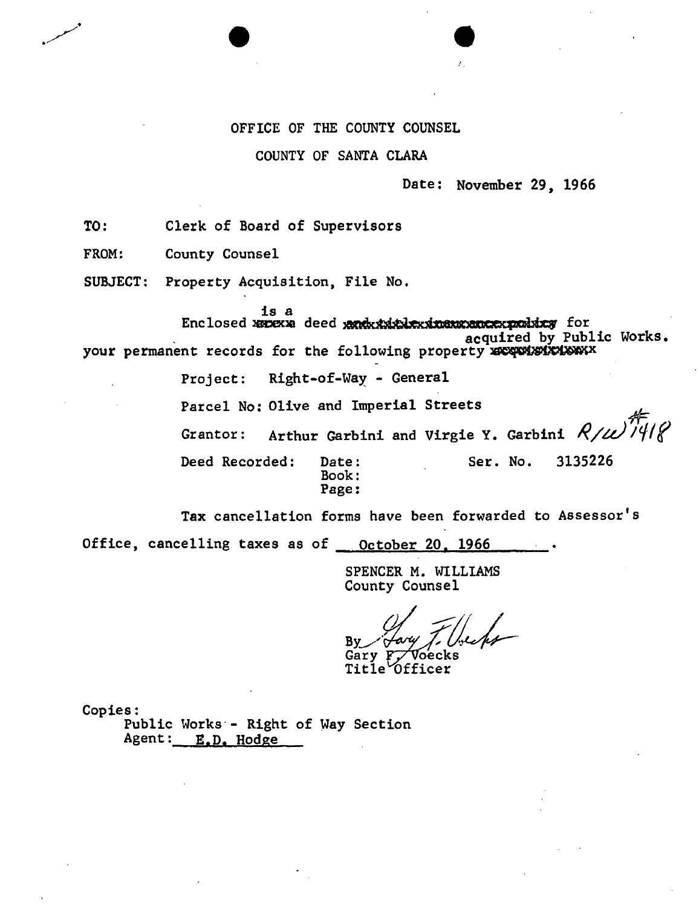OFFICE OF THE COUNTY COUNSEL

COUNTY OF SANTA CLARA

Date: November 29, 1966

TO: Clerk of Board of Supervisors

FROM: County Counsel

SUBJECT: Property Acquisition, File No.

Enclosed is a deed for your permanent records for the following property acquired by Public Works.

Project: Right-of-Way - General

Parcel No: Olive and Imperial Streets

Grantor: Arthur Garbini and Virgie Y. Garbini R/W #1418

Deed Recorded: Date:
Book:
Page:
Ser. No. 3135226

Tax cancellation forms have been forwarded to Assessor's Office, cancelling taxes as of October 20, 1966.

SPENCER M. WILLIAMS
County Counsel

By Gary F. Voecks
Gary F. Voecks
Title Officer

Copies:
Public Works - Right of Way Section
Agent: E.D. Hodge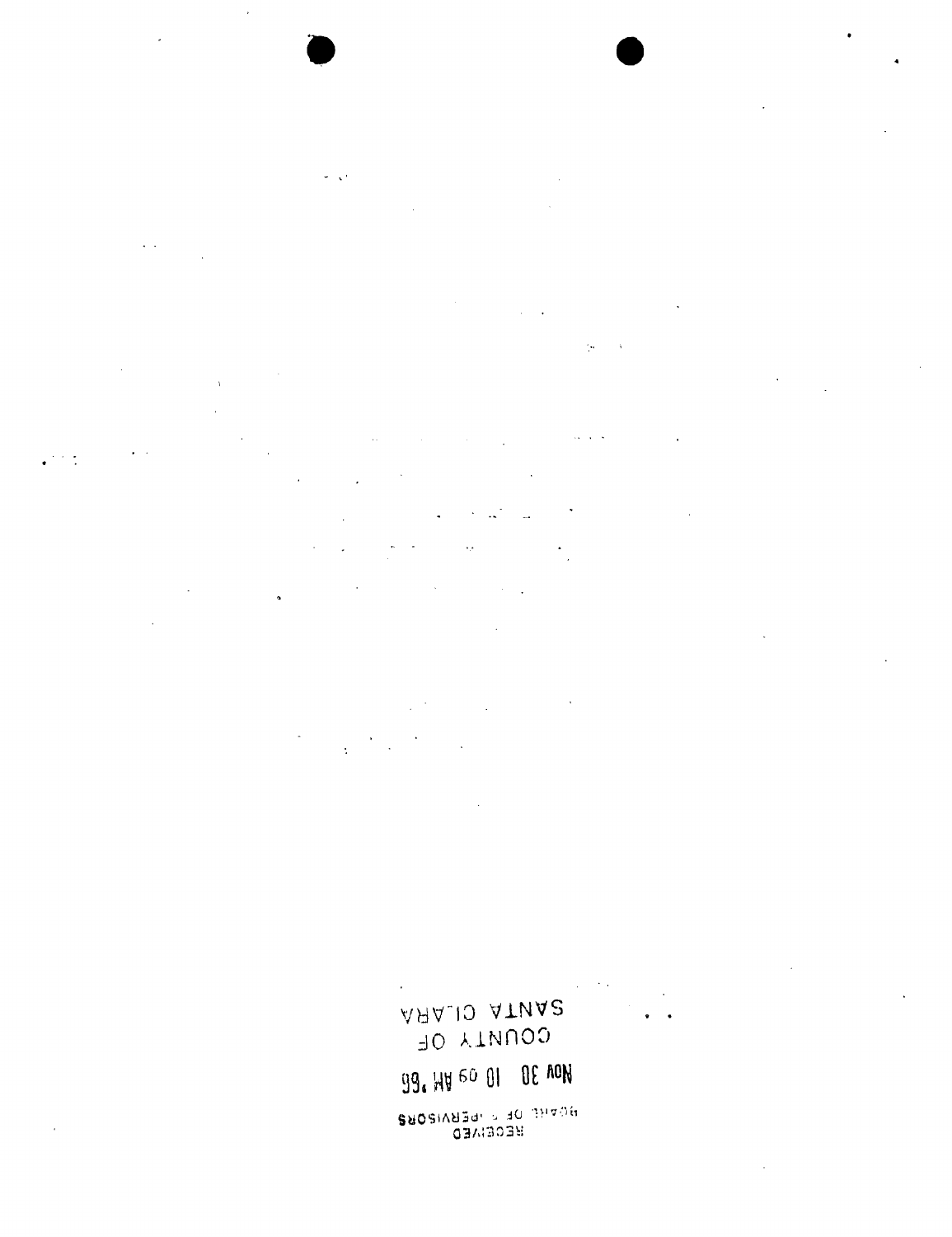RECEIVED

BOARD OF SUPERVISORS

Nov 30 10 09 AM '66

COUNTY OF

SANTA CLARA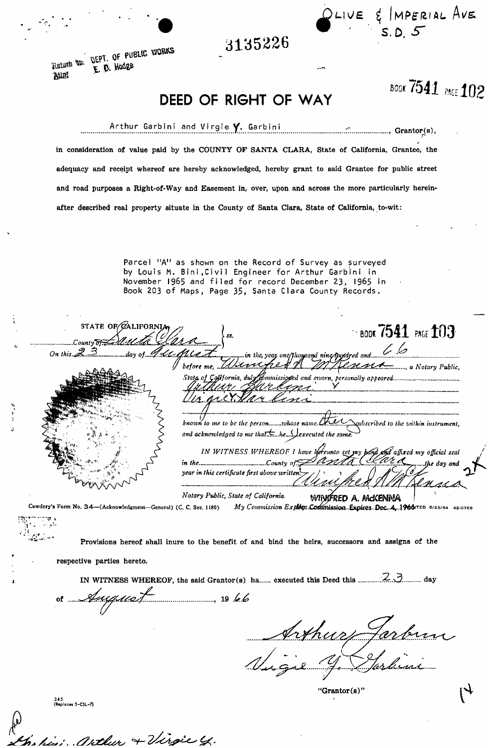OLIVE & IMPERIAL AVE
S.D. 5

3135226

Return to: DEPT. OF PUBLIC WORKS
Attn: E. D. Hodge

BOOK 7541 PAGE 102

# DEED OF RIGHT OF WAY

Arthur Garbini and Virgie Y. Garbini ........................................ Grantor(s),

in consideration of value paid by the COUNTY OF SANTA CLARA, State of California, Grantee, the adequacy and receipt whereof are hereby acknowledged, hereby grant to said Grantee for public street and road purposes a Right-of-Way and Easement in, over, upon and across the more particularly hereinafter described real property situate in the County of Santa Clara, State of California, to-wit:

Parcel "A" as shown on the Record of Survey as surveyed by Louis M. Bini, Civil Engineer for Arthur Garbini in November 1965 and filed for record December 23, 1965 in Book 203 of Maps, Page 35, Santa Clara County Records.

BOOK 7541 PAGE 103

STATE OF CALIFORNIA,
County of Santa Clara } ss.

On this 23 day of August in the year one thousand nine hundred and 66 before me, Winifred A. McKenna, a Notary Public, State of California, duly commissioned and sworn, personally appeared Arthur Garbini Y Virgie Y. Garbini known to me to be the person whose name they subscribed to the within instrument, and acknowledged to me that the he executed the same.

IN WITNESS WHEREOF I have hereunto set my hand and affixed my official seal in the County of Santa Clara the day and year in this certificate first above written.

Winifred A. McKenna

Notary Public, State of California. WINIFRED A. McKENNA

Cowdery's Form No. 34—(Acknowledgment—General) (C. C. Sec. 1189) My Commission Expires Commission Expires Dec. 4, 1966 6/25/64 42-0768

Provisions hereof shall inure to the benefit of and bind the heirs, successors and assigns of the respective parties hereto.

IN WITNESS WHEREOF, the said Grantor(s) ha...... executed this Deed this 23 day of August, 19 66

Arthur Garbini
Virgie Y. Garbini

"Grantor(s)"

345
(Replaces 5-CSL-7)

Garbini: Arthur + Virgie Y.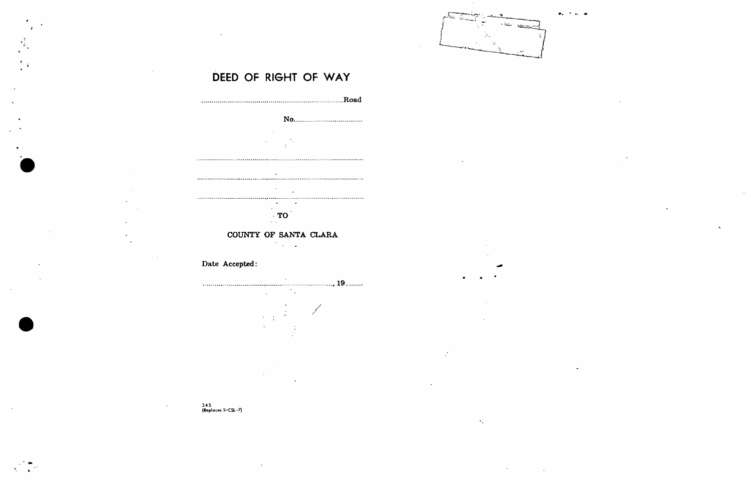# DEED OF RIGHT OF WAY

..........................................................................Road

No..................................

..........................................................................

..........................................................................

..........................................................................

TO

COUNTY OF SANTA CLARA

Date Accepted:

.........................................................................., 19........

345
(Replaces 5-CSL-7)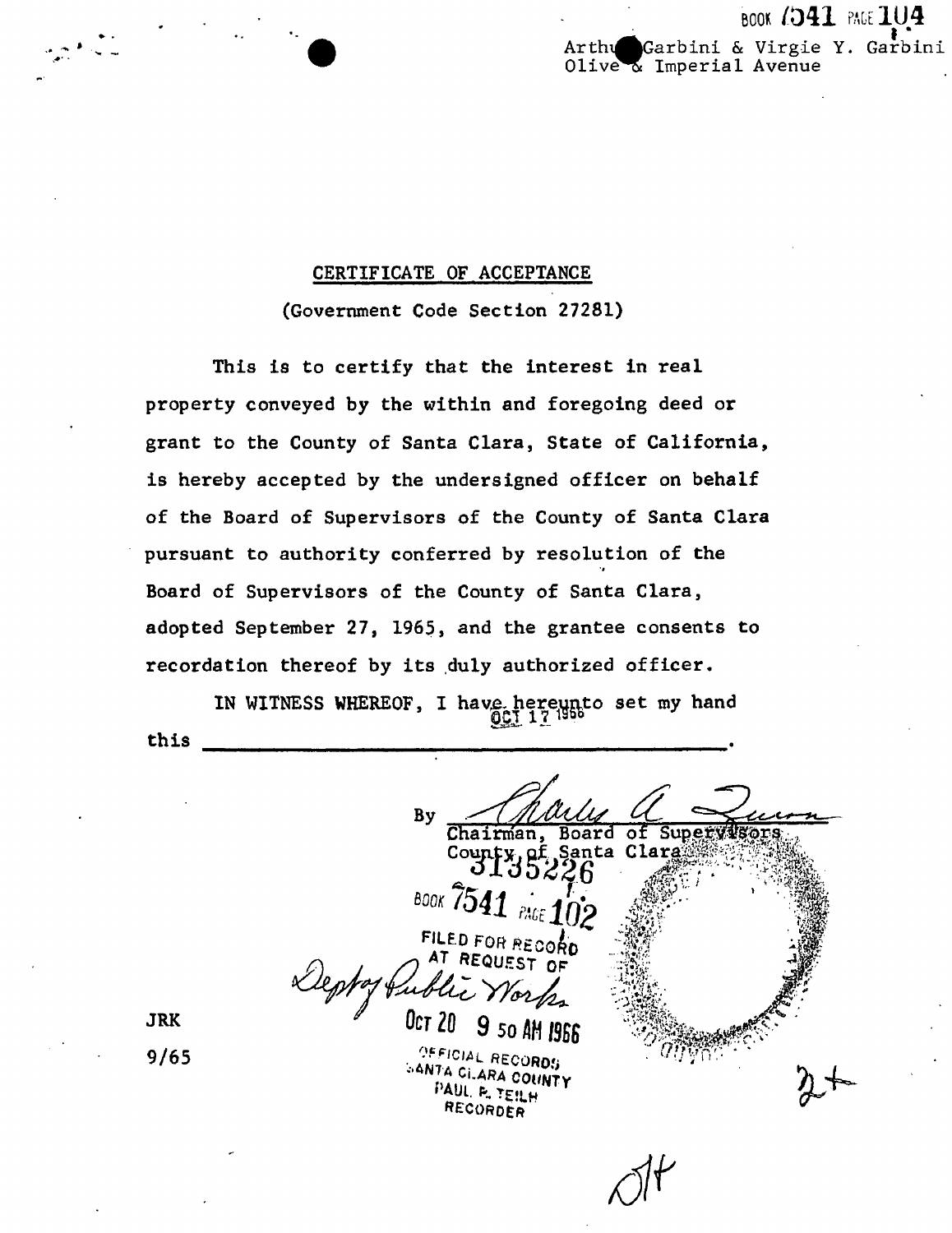BOOK 7541 PAGE 104

Arthur Garbini & Virgie Y. Garbini
Olive & Imperial Avenue

CERTIFICATE OF ACCEPTANCE

(Government Code Section 27281)

This is to certify that the interest in real property conveyed by the within and foregoing deed or grant to the County of Santa Clara, State of California, is hereby accepted by the undersigned officer on behalf of the Board of Supervisors of the County of Santa Clara pursuant to authority conferred by resolution of the Board of Supervisors of the County of Santa Clara, adopted September 27, 1965, and the grantee consents to recordation thereof by its duly authorized officer.

IN WITNESS WHEREOF, I have hereunto set my hand this OCT 17 1966.

By Charles A. Quinn
Chairman, Board of Supervisors
County of Santa Clara

3135226

BOOK 7541 PAGE 102

FILED FOR RECORD
AT REQUEST OF
Dept of Public Works
OCT 20 9 50 AM 1966
OFFICIAL RECORDS
SANTA CLARA COUNTY
PAUL R. TEILH
RECORDER

JRK
9/65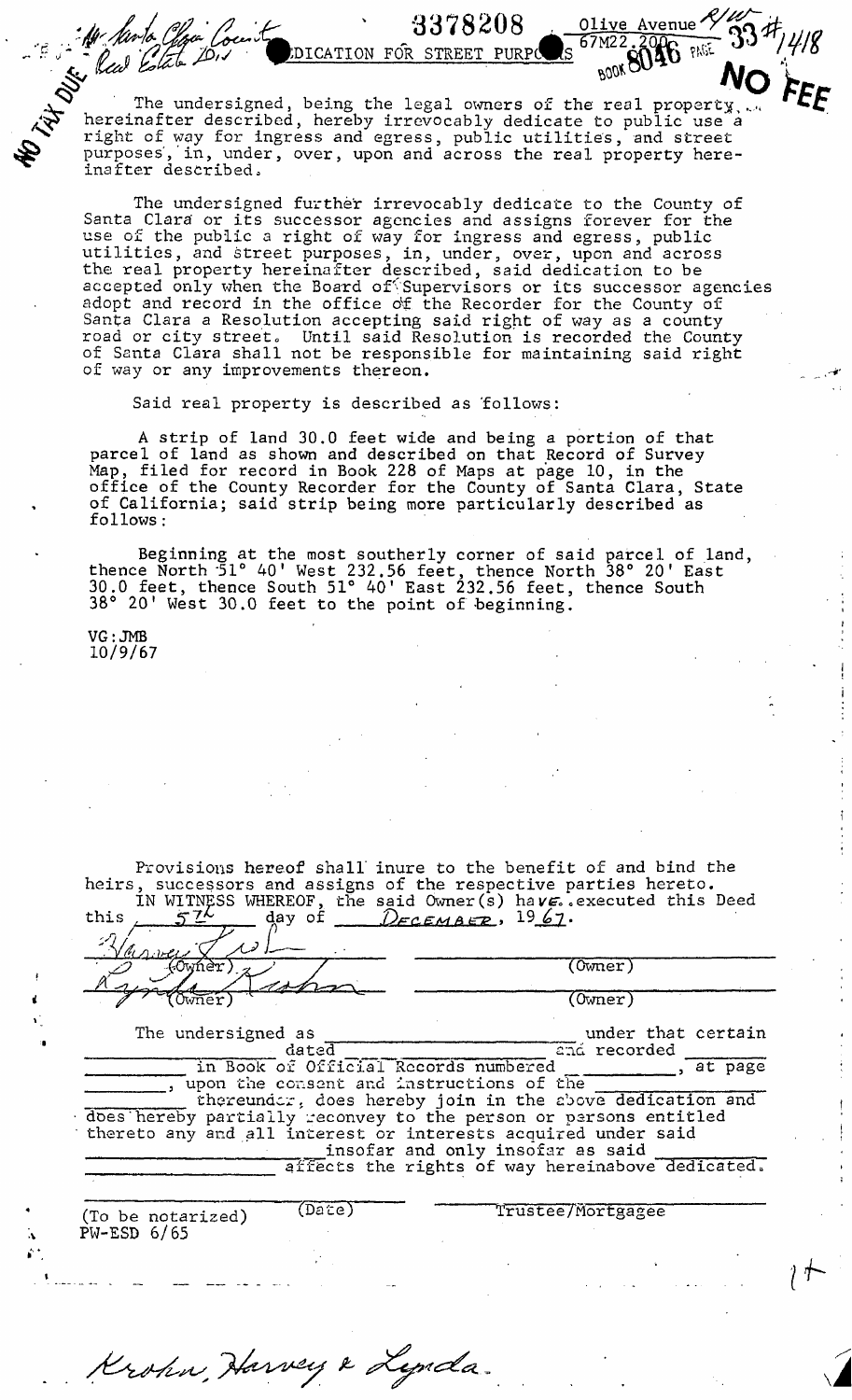Mr. Santa Clara County Real Estate Div. 3378208 DEDICATION FOR STREET PURPOSES Olive Avenue R/W 67M22.2006 BOOK 8046 PAGE 33 #1418

NO TAX DUE

NO FEE

The undersigned, being the legal owners of the real property hereinafter described, hereby irrevocably dedicate to public use a right of way for ingress and egress, public utilities, and street purposes, in, under, over, upon and across the real property hereinafter described.

The undersigned further irrevocably dedicate to the County of Santa Clara or its successor agencies and assigns forever for the use of the public a right of way for ingress and egress, public utilities, and street purposes, in, under, over, upon and across the real property hereinafter described, said dedication to be accepted only when the Board of Supervisors or its successor agencies adopt and record in the office of the Recorder for the County of Santa Clara a Resolution accepting said right of way as a county road or city street. Until said Resolution is recorded the County of Santa Clara shall not be responsible for maintaining said right of way or any improvements thereon.

Said real property is described as follows:

A strip of land 30.0 feet wide and being a portion of that parcel of land as shown and described on that Record of Survey Map, filed for record in Book 228 of Maps at page 10, in the office of the County Recorder for the County of Santa Clara, State of California; said strip being more particularly described as follows:

Beginning at the most southerly corner of said parcel of land, thence North 51° 40' West 232.56 feet, thence North 38° 20' East 30.0 feet, thence South 51° 40' East 232.56 feet, thence South 38° 20' West 30.0 feet to the point of beginning.

VG:JMB
10/9/67

Provisions hereof shall inure to the benefit of and bind the heirs, successors and assigns of the respective parties hereto.

IN WITNESS WHEREOF, the said Owner(s) have executed this Deed this 5th day of December, 1967.

Harvey Krohn (Owner) _______________ (Owner)

Lynda Krohn (Owner) _______________ (Owner)

The undersigned as _______________ under that certain _______________ dated _______________ and recorded _______________ in Book of Official Records numbered _______________, at page _______________, upon the consent and instructions of the _______________ thereunder, does hereby join in the above dedication and does hereby partially reconvey to the person or persons entitled thereto any and all interest or interests acquired under said _______________ insofar and only insofar as said _______________ affects the rights of way hereinabove dedicated.

_______________ (Date) _______________ Trustee/Mortgagee

(To be notarized)
PW-ESD 6/65

Krohn, Harvey & Lynda.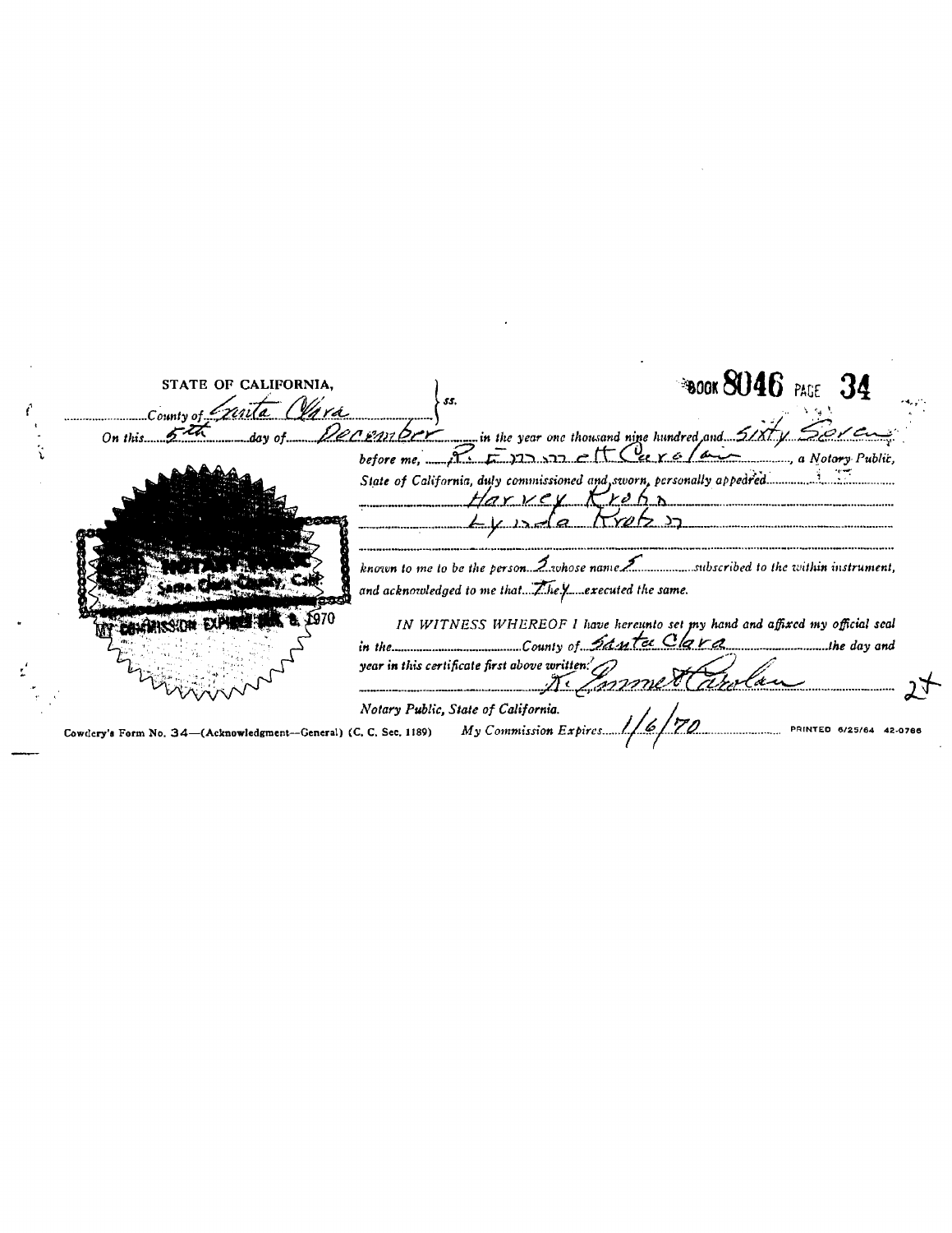BOOK 8046 PAGE 34

STATE OF CALIFORNIA,
County of Santa Clara } ss.

On this 5th day of December in the year one thousand nine hundred and Sixty Seven before me, R. Emmett Carolan, a Notary Public, State of California, duly commissioned and sworn, personally appeared Harvey Krohn Lynda Krohn

known to me to be the persons whose names subscribed to the within instrument, and acknowledged to me that They executed the same.

IN WITNESS WHEREOF I have hereunto set my hand and affixed my official seal in the County of Santa Clara the day and year in this certificate first above written.

R. Emmett Carolan

Notary Public, State of California.

My Commission Expires 1/6/70

NOTARY PUBLIC
Santa Clara County, Calif.
MY COMMISSION EXPIRES JAN. 6, 1970

2+

Cowdery's Form No. 34—(Acknowledgment—General) (C. C. Sec. 1189) PRINTED 6/25/64 42-0786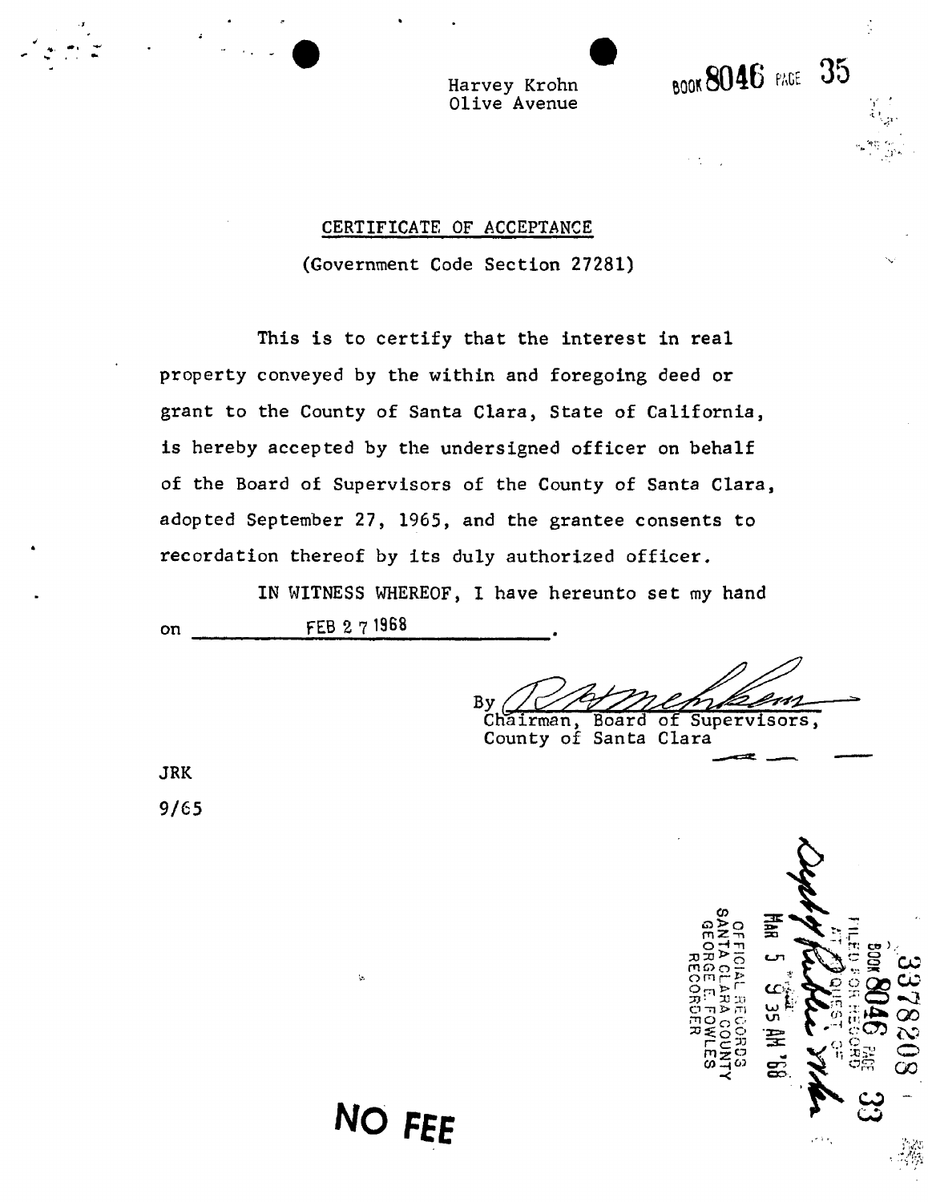Harvey Krohn
Olive Avenue

BOOK 8046 PAGE 35

## CERTIFICATE OF ACCEPTANCE

(Government Code Section 27281)

This is to certify that the interest in real property conveyed by the within and foregoing deed or grant to the County of Santa Clara, State of California, is hereby accepted by the undersigned officer on behalf of the Board of Supervisors of the County of Santa Clara, adopted September 27, 1965, and the grantee consents to recordation thereof by its duly authorized officer.

IN WITNESS WHEREOF, I have hereunto set my hand on FEB 27 1968.

By [signature]
Chairman, Board of Supervisors,
County of Santa Clara

JRK

9/65

3378208
BOOK 8046 PAGE 33
FILED FOR RECORD
AT REQUEST OF
[signature]
MAR 5 9 35 AM '68
OFFICIAL RECORDS
SANTA CLARA COUNTY
GEORGE E. FOWLES
RECORDER

NO FEE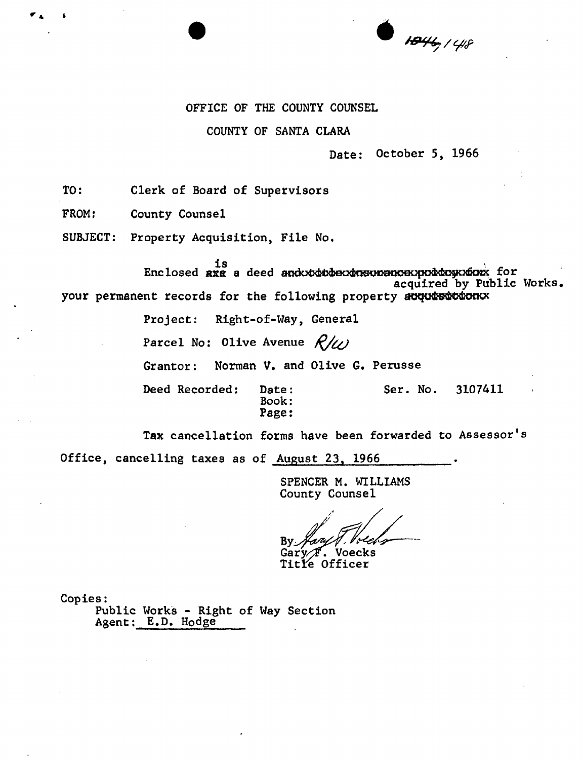1846/148

OFFICE OF THE COUNTY COUNSEL

COUNTY OF SANTA CLARA

Date: October 5, 1966

TO: Clerk of Board of Supervisors

FROM: County Counsel

SUBJECT: Property Acquisition, File No.

Enclosed is a deed for your permanent records for the following property acquired by Public Works.

Project: Right-of-Way, General

Parcel No: Olive Avenue R/W

Grantor: Norman V. and Olive G. Perusse

Deed Recorded: Date: Ser. No. 3107411
Book:
Page:

Tax cancellation forms have been forwarded to Assessor's Office, cancelling taxes as of August 23, 1966.

SPENCER M. WILLIAMS
County Counsel

By Gary F. Voecks
Gary F. Voecks
Title Officer

Copies:
Public Works - Right of Way Section
Agent: E.D. Hodge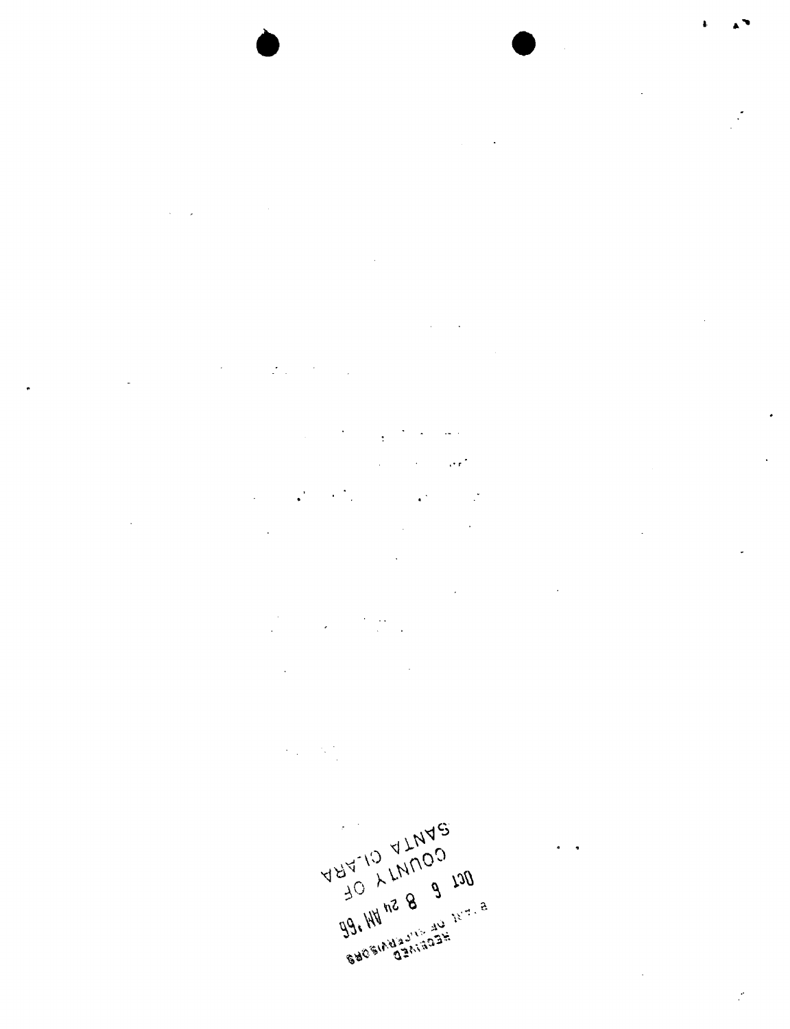RECEIVED
BOARD OF SUPERVISORS

'66 OCT 6 AM 8 24

COUNTY OF
SANTA CLARA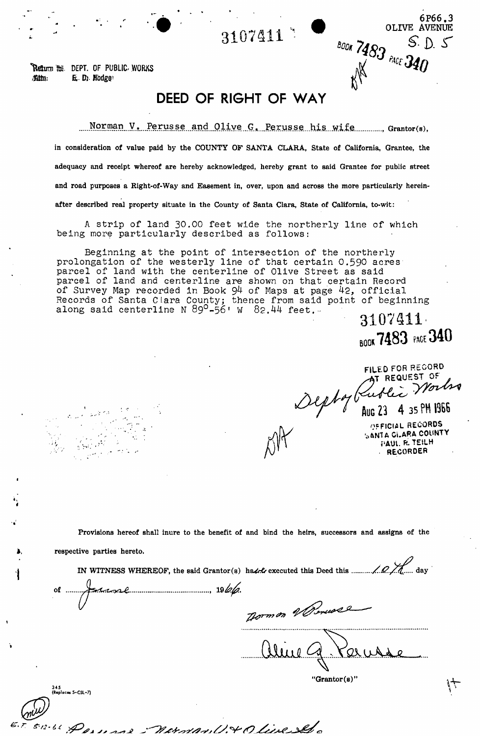3107411

6P66.3
OLIVE AVENUE
S. D. 5

BOOK 7483 PAGE 340

Return to: DEPT. OF PUBLIC WORKS
Attn: E. D. Hodge

# DEED OF RIGHT OF WAY

Norman V. Perusse and Olive G. Perusse his wife, Grantor(s),

in consideration of value paid by the COUNTY OF SANTA CLARA, State of California, Grantee, the adequacy and receipt whereof are hereby acknowledged, hereby grant to said Grantee for public street and road purposes a Right-of-Way and Easement in, over, upon and across the more particularly hereinafter described real property situate in the County of Santa Clara, State of California, to-wit:

A strip of land 30.00 feet wide the northerly line of which being more particularly described as follows:

Beginning at the point of intersection of the northerly prolongation of the westerly line of that certain 0.590 acres parcel of land with the centerline of Olive Street as said parcel of land and centerline are shown on that certain Record of Survey Map recorded in Book 94 of Maps at page 42, official Records of Santa Clara County; thence from said point of beginning along said centerline N 89°-56' W 82.44 feet.

3107411
BOOK 7483 PAGE 340

FILED FOR RECORD
AT REQUEST OF
Depty Public Works
AUG 23 4 35 PM 1966
OFFICIAL RECORDS
SANTA CLARA COUNTY
PAUL R. TEILH
RECORDER

Provisions hereof shall inure to the benefit of and bind the heirs, successors and assigns of the respective parties hereto.

IN WITNESS WHEREOF, the said Grantor(s) have executed this Deed this 10th day of June, 1966.

Norman V. Perusse

Olive G. Perusse

"Grantor(s)"

345
(Replaces S-CSL-7)

E.T. 5-13-66 Perusse - Norman V. & Olive G.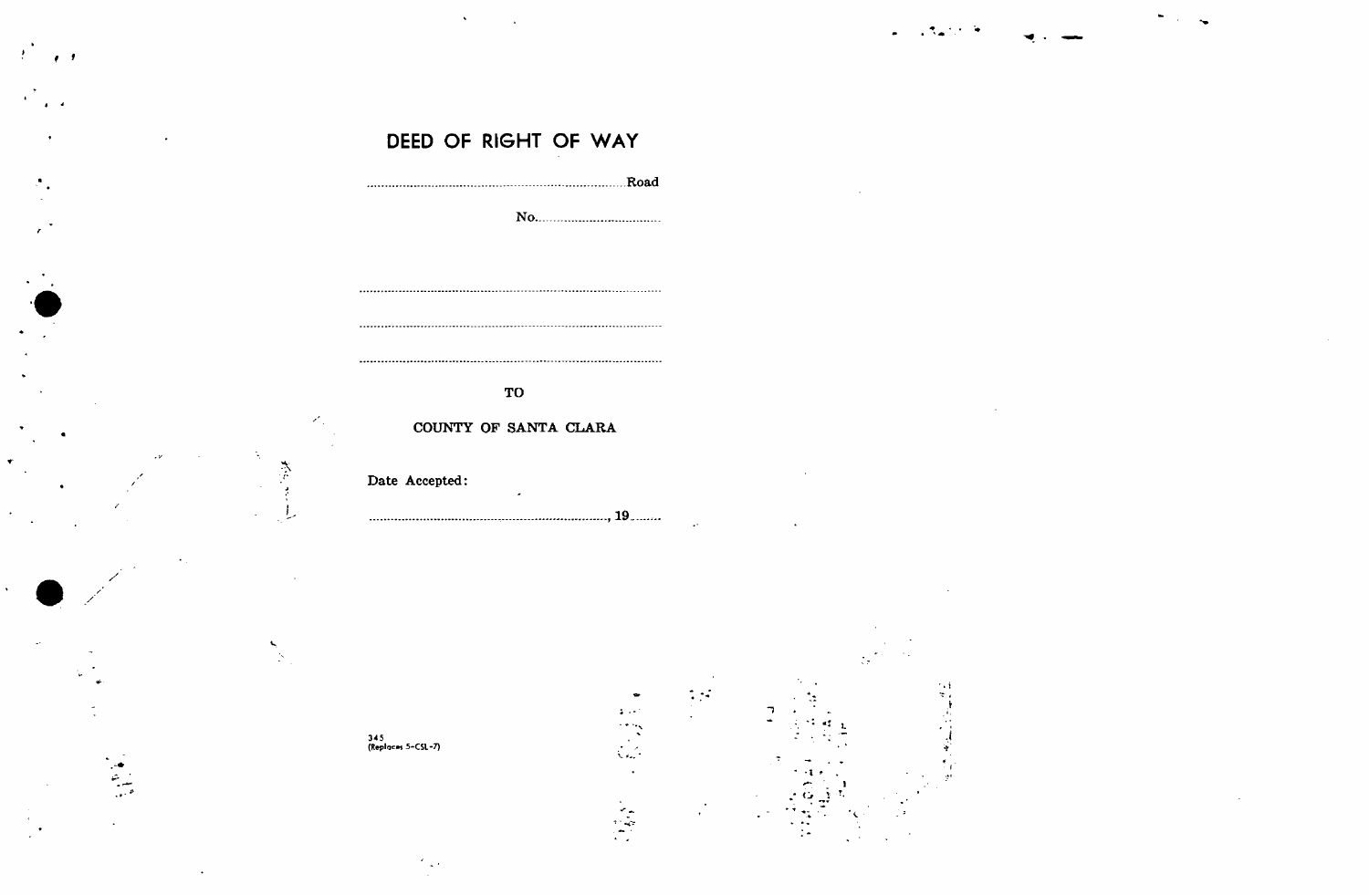# DEED OF RIGHT OF WAY

........................................................................Road

No...................................

..........................................................................................

..........................................................................................

..........................................................................................

TO

COUNTY OF SANTA CLARA

Date Accepted:

.................................................................., 19........

345
(Replaces 5-CSL-7)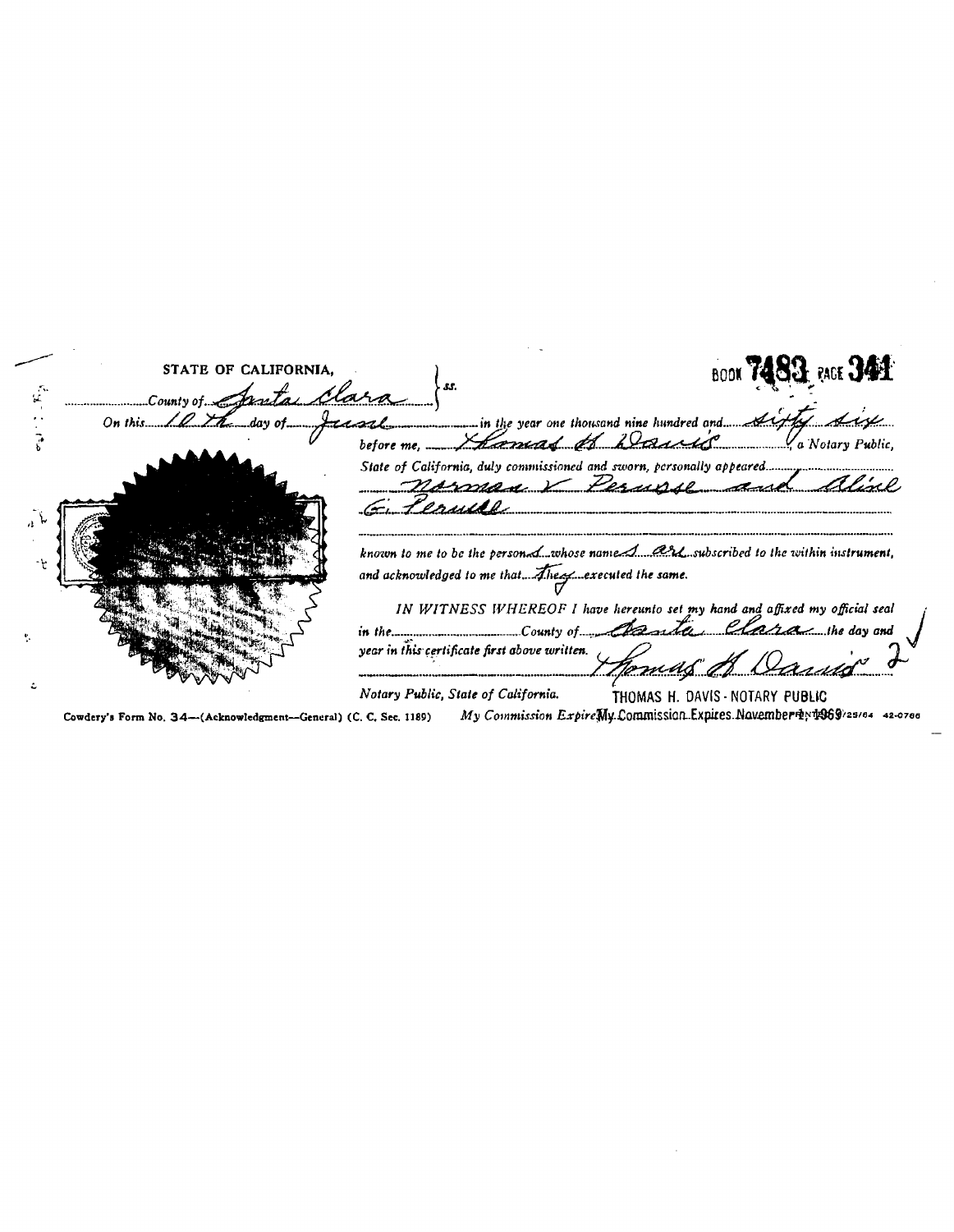BOOK 7483 PAGE 341

STATE OF CALIFORNIA,
County of Santa Clara } ss.

On this 10th day of June in the year one thousand nine hundred and sixty six before me, Thomas H. Davis, a Notary Public, State of California, duly commissioned and sworn, personally appeared Norman V. Perusse and Aline G. Perusse

known to me to be the persons whose names are subscribed to the within instrument, and acknowledged to me that they executed the same.

*IN WITNESS WHEREOF I have hereunto set my hand and affixed my official seal in the County of Santa Clara the day and year in this certificate first above written.*

Thomas H. Davis

*Notary Public, State of California.* THOMAS H. DAVIS - NOTARY PUBLIC

Cowdery's Form No. 34—(Acknowledgment—General) (C. C. Sec. 1189) *My Commission Expires* My Commission Expires November 4, 1969 /25/64 42-0766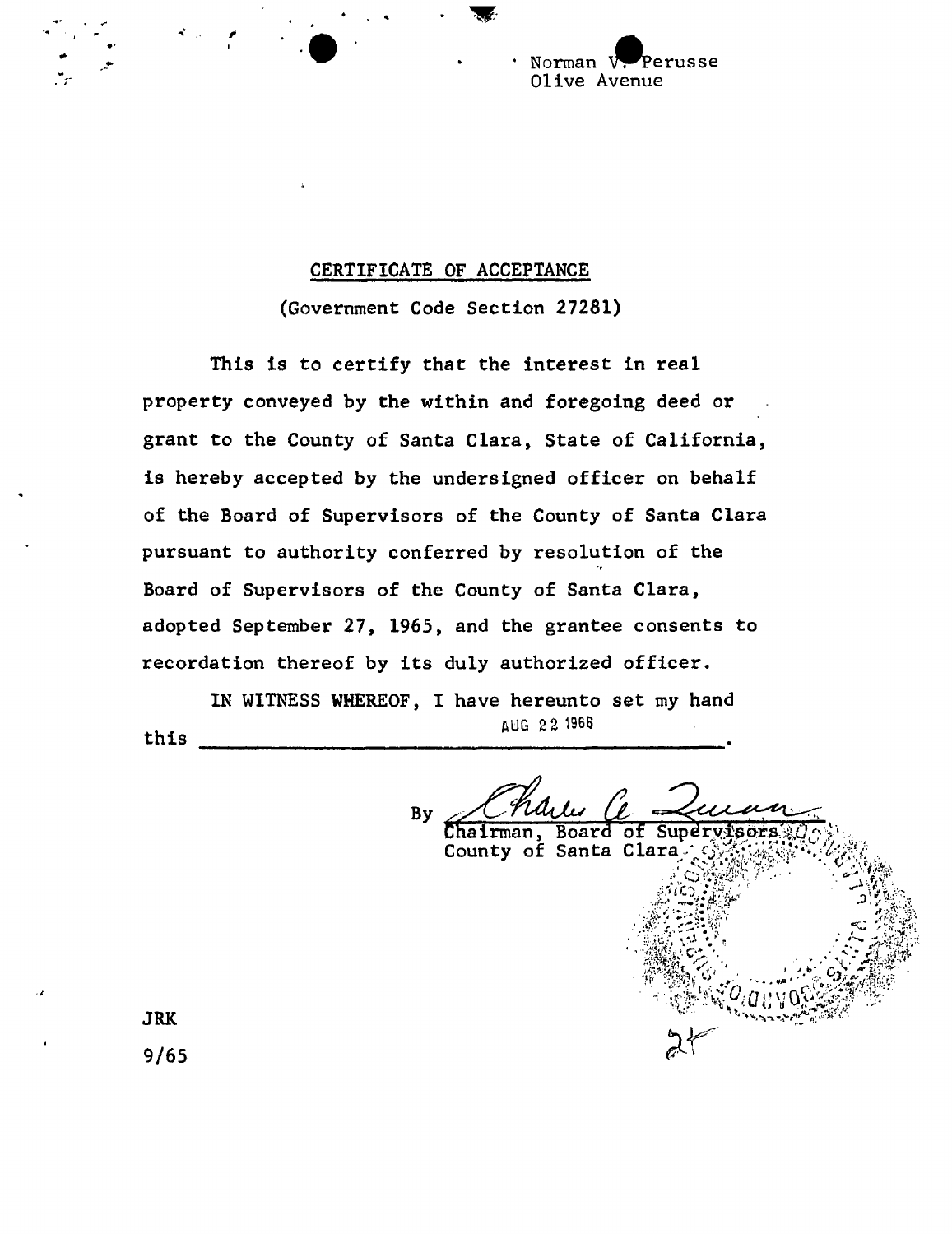Norman V. Perusse
Olive Avenue

## CERTIFICATE OF ACCEPTANCE

(Government Code Section 27281)

This is to certify that the interest in real property conveyed by the within and foregoing deed or grant to the County of Santa Clara, State of California, is hereby accepted by the undersigned officer on behalf of the Board of Supervisors of the County of Santa Clara pursuant to authority conferred by resolution of the Board of Supervisors of the County of Santa Clara, adopted September 27, 1965, and the grantee consents to recordation thereof by its duly authorized officer.

IN WITNESS WHEREOF, I have hereunto set my hand this AUG 22 1966.

By Charles A. Quinn
Chairman, Board of Supervisors
County of Santa Clara

JRK
9/65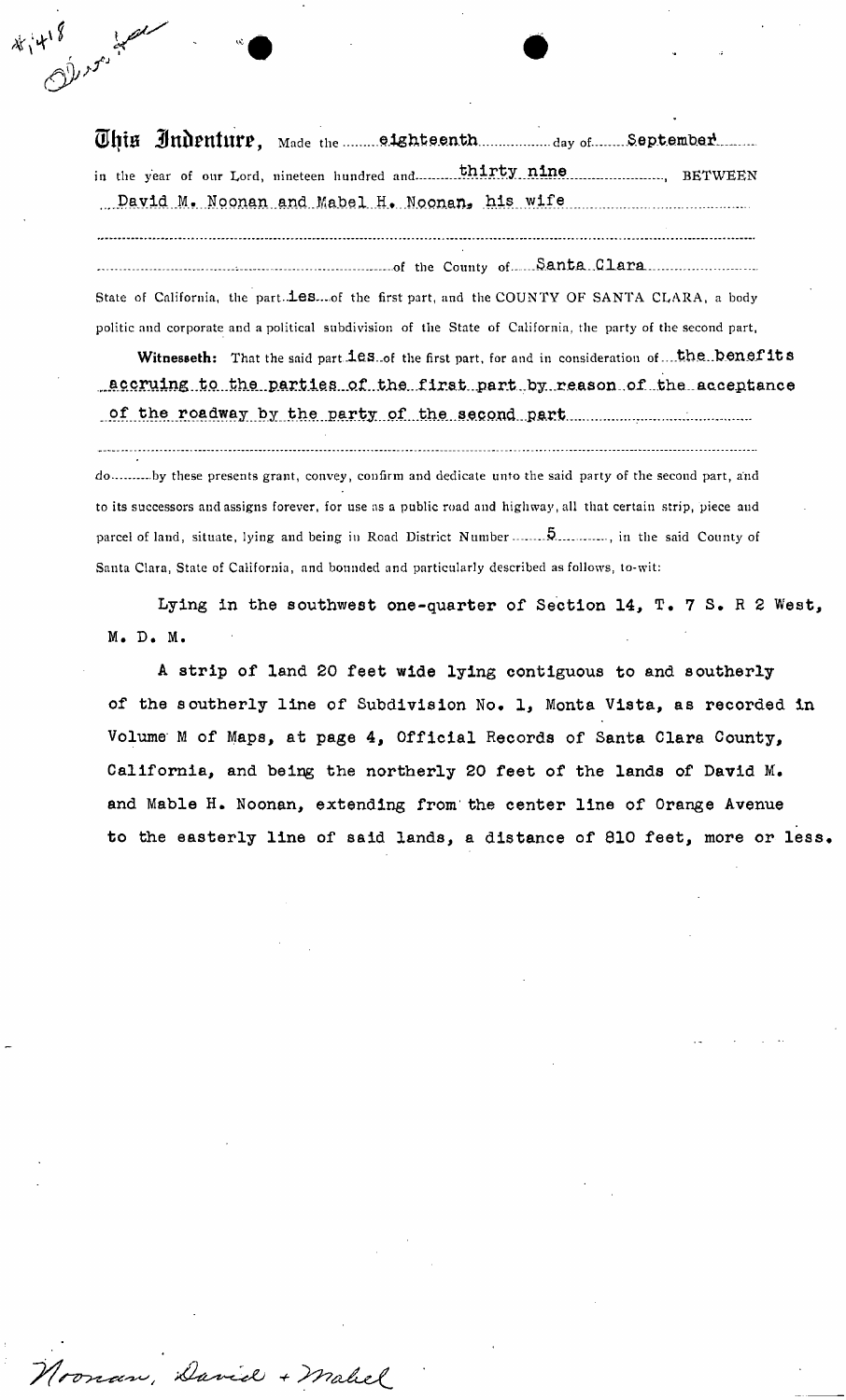#1418 Dist. 5

**This Indenture**, Made the eighteenth day of September in the year of our Lord, nineteen hundred and thirty nine, BETWEEN David M. Noonan and Mabel H. Noonan, his wife

of the County of Santa Clara State of California, the parties of the first part, and the COUNTY OF SANTA CLARA, a body politic and corporate and a political subdivision of the State of California, the party of the second part,

**Witnesseth:** That the said parties of the first part, for and in consideration of the benefits accruing to the parties of the first part by reason of the acceptance of the roadway by the party of the second part

do by these presents grant, convey, confirm and dedicate unto the said party of the second part, and to its successors and assigns forever, for use as a public road and highway, all that certain strip, piece and parcel of land, situate, lying and being in Road District Number 5, in the said County of Santa Clara, State of California, and bounded and particularly described as follows, to-wit:

Lying in the southwest one-quarter of Section 14, T. 7 S. R 2 West, M. D. M.

A strip of land 20 feet wide lying contiguous to and southerly of the southerly line of Subdivision No. 1, Monta Vista, as recorded in Volume M of Maps, at page 4, Official Records of Santa Clara County, California, and being the northerly 20 feet of the lands of David M. and Mable H. Noonan, extending from the center line of Orange Avenue to the easterly line of said lands, a distance of 810 feet, more or less.

Noonan, David + Mabel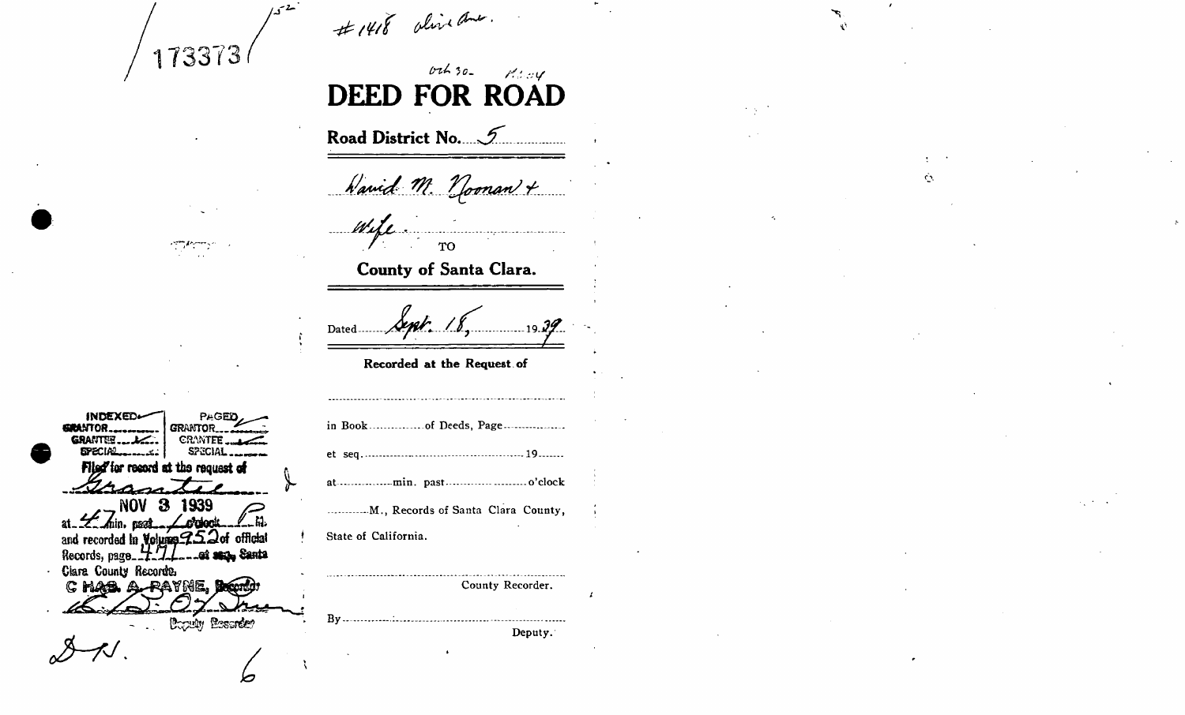173373 / 52

#1418 olive Ave.

Oct 30 - 4:04

# DEED FOR ROAD

**Road District No.** 5

David M. Noonan +

Wife

TO

**County of Santa Clara.**

Dated Sept. 18, 1939

**Recorded at the Request of**

in Book ........ of Deeds, Page ........

et seq........................ 19......

at ........min. past ........ o'clock

........M., Records of Santa Clara County,

State of California.

County Recorder.

By ........................

Deputy.

| INDEXED | PAGED |
|---|---|
| GRANTOR | GRANTOR ✓ |
| GRANTEE ✓ | GRANTEE ✓ |
| SPECIAL | SPECIAL |

Filed for record at the request of Grantee

NOV 3 1939

at 47 min. past 1 o'clock P. M.
and recorded in Volume 952 of official Records, page 471 et seq., Santa Clara County Records.

CHAS. A. PAYNE, Recorder

Deputy Recorder

D.N.

6